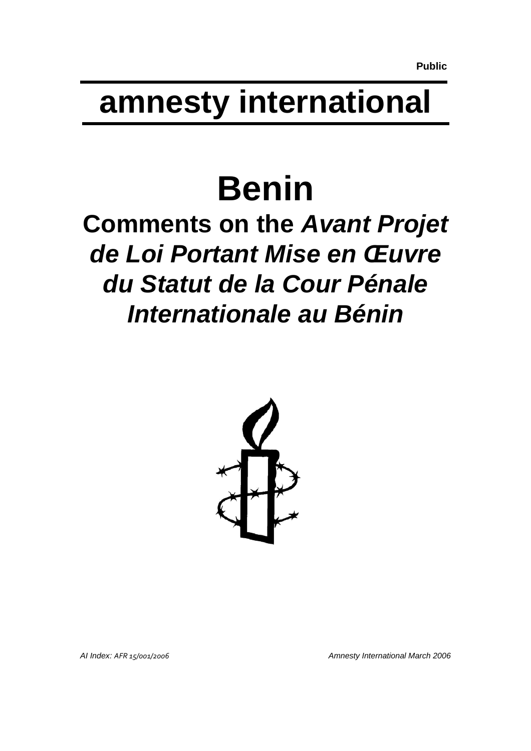Public

# amnesty international

# Benin

## Comments on the *Avant Projet de Loi Portant Mise en Œuvre du Statut de la Cour Pénale Internationale au Bénin*

*AI Index: AFR 15/001/2006* *Amnesty International March 2006*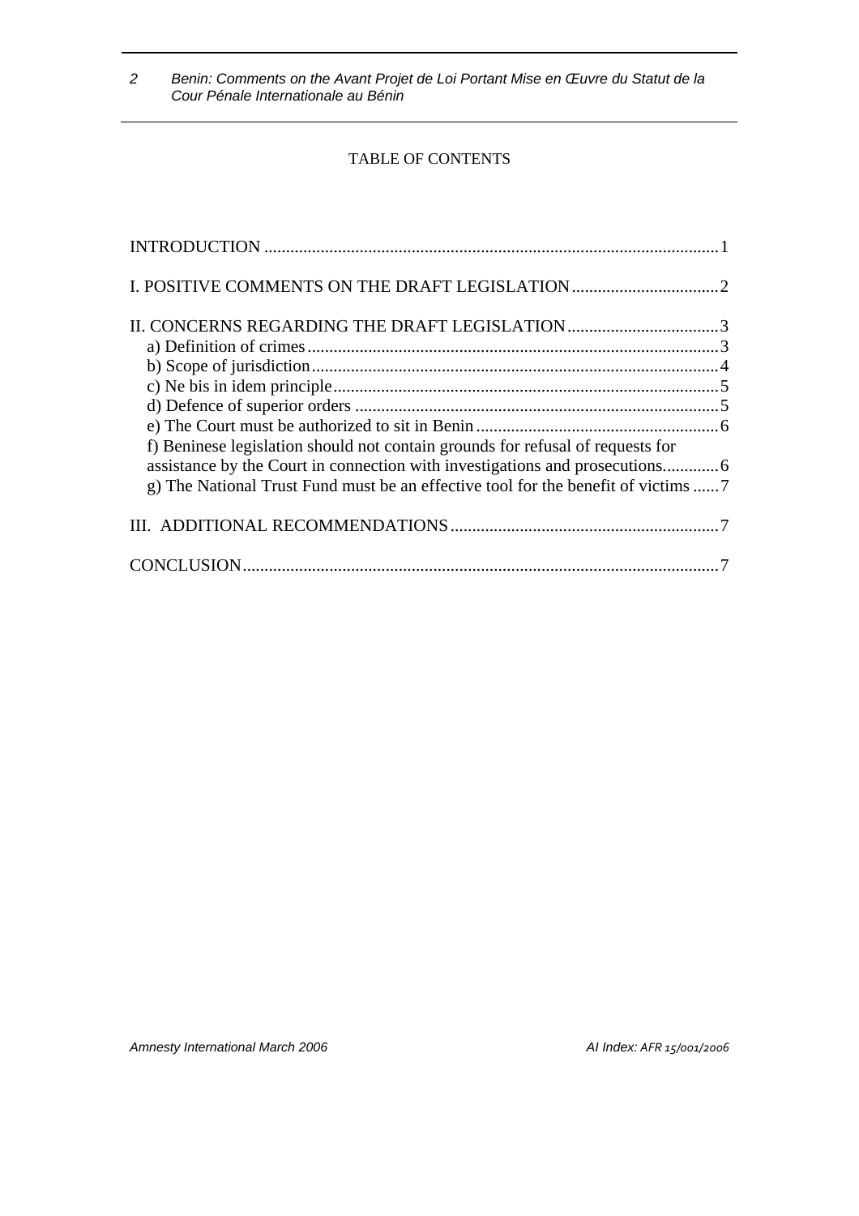TABLE OF CONTENTS

INTRODUCTION ........................................................................................................1

I. POSITIVE COMMENTS ON THE DRAFT LEGISLATION..................................2

II. CONCERNS REGARDING THE DRAFT LEGISLATION...................................3

- a) Definition of crimes..............................................................................................3
- b) Scope of jurisdiction.............................................................................................4
- c) Ne bis in idem principle........................................................................................5
- d) Defence of superior orders ....................................................................................5
- e) The Court must be authorized to sit in Benin........................................................6
- f) Beninese legislation should not contain grounds for refusal of requests for assistance by the Court in connection with investigations and prosecutions.............6
- g) The National Trust Fund must be an effective tool for the benefit of victims ......7

III. ADDITIONAL RECOMMENDATIONS..............................................................7

CONCLUSION.............................................................................................................7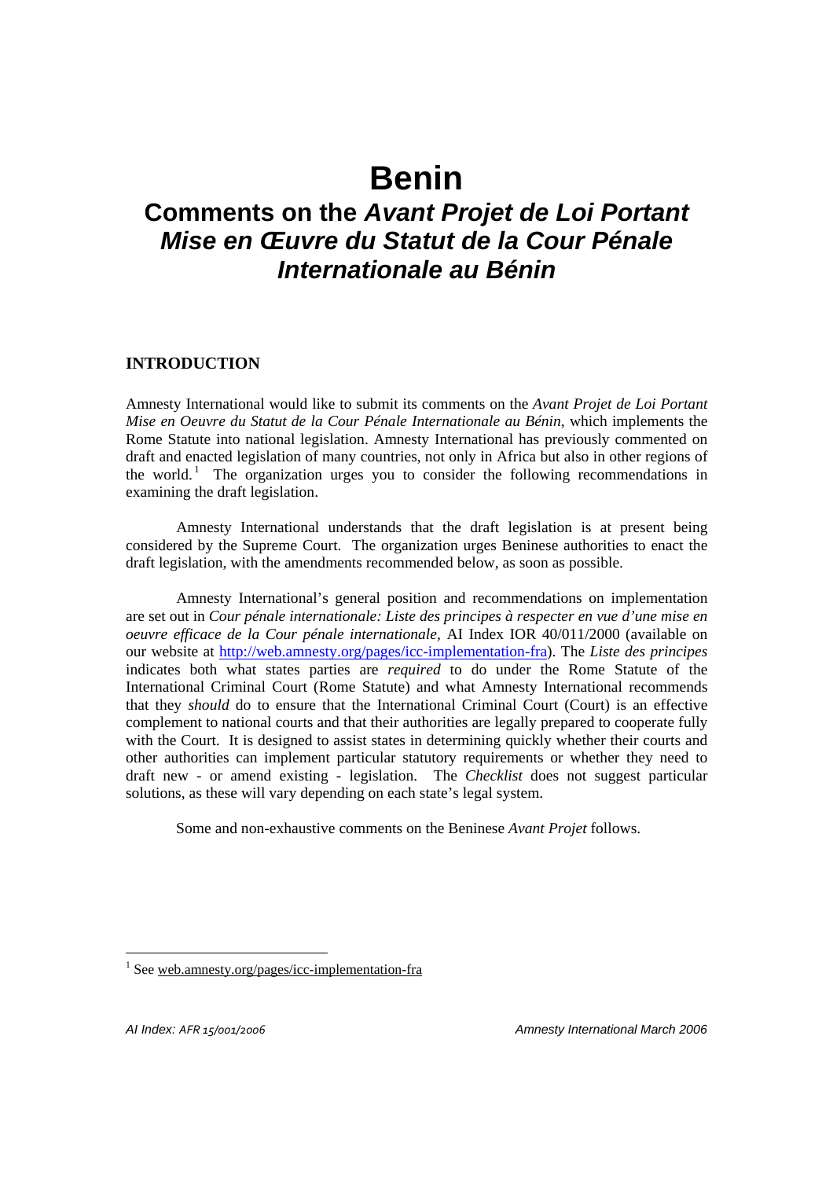# Benin

## Comments on the *Avant Projet de Loi Portant Mise en Œuvre du Statut de la Cour Pénale Internationale au Bénin*

### INTRODUCTION

Amnesty International would like to submit its comments on the *Avant Projet de Loi Portant Mise en Oeuvre du Statut de la Cour Pénale Internationale au Bénin*, which implements the Rome Statute into national legislation. Amnesty International has previously commented on draft and enacted legislation of many countries, not only in Africa but also in other regions of the world.[1] The organization urges you to consider the following recommendations in examining the draft legislation.

Amnesty International understands that the draft legislation is at present being considered by the Supreme Court. The organization urges Beninese authorities to enact the draft legislation, with the amendments recommended below, as soon as possible.

Amnesty International's general position and recommendations on implementation are set out in *Cour pénale internationale: Liste des principes à respecter en vue d'une mise en oeuvre efficace de la Cour pénale internationale*, AI Index IOR 40/011/2000 (available on our website at http://web.amnesty.org/pages/icc-implementation-fra). The *Liste des principes* indicates both what states parties are *required* to do under the Rome Statute of the International Criminal Court (Rome Statute) and what Amnesty International recommends that they *should* do to ensure that the International Criminal Court (Court) is an effective complement to national courts and that their authorities are legally prepared to cooperate fully with the Court. It is designed to assist states in determining quickly whether their courts and other authorities can implement particular statutory requirements or whether they need to draft new - or amend existing - legislation. The *Checklist* does not suggest particular solutions, as these will vary depending on each state's legal system.

Some and non-exhaustive comments on the Beninese *Avant Projet* follows.

[1] See web.amnesty.org/pages/icc-implementation-fra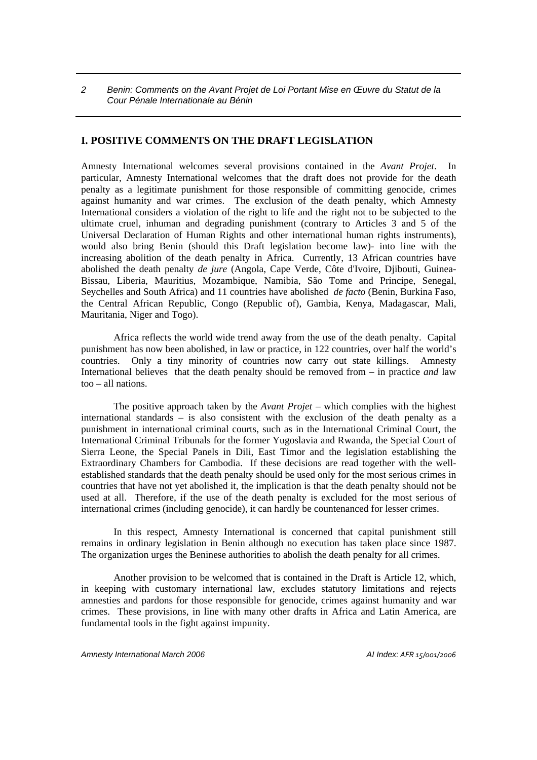## I. POSITIVE COMMENTS ON THE DRAFT LEGISLATION

Amnesty International welcomes several provisions contained in the *Avant Projet*. In particular, Amnesty International welcomes that the draft does not provide for the death penalty as a legitimate punishment for those responsible of committing genocide, crimes against humanity and war crimes. The exclusion of the death penalty, which Amnesty International considers a violation of the right to life and the right not to be subjected to the ultimate cruel, inhuman and degrading punishment (contrary to Articles 3 and 5 of the Universal Declaration of Human Rights and other international human rights instruments), would also bring Benin (should this Draft legislation become law)- into line with the increasing abolition of the death penalty in Africa. Currently, 13 African countries have abolished the death penalty *de jure* (Angola, Cape Verde, Côte d'Ivoire, Djibouti, Guinea-Bissau, Liberia, Mauritius, Mozambique, Namibia, São Tome and Principe, Senegal, Seychelles and South Africa) and 11 countries have abolished *de facto* (Benin, Burkina Faso, the Central African Republic, Congo (Republic of), Gambia, Kenya, Madagascar, Mali, Mauritania, Niger and Togo).

Africa reflects the world wide trend away from the use of the death penalty. Capital punishment has now been abolished, in law or practice, in 122 countries, over half the world's countries. Only a tiny minority of countries now carry out state killings. Amnesty International believes that the death penalty should be removed from – in practice *and* law too – all nations.

The positive approach taken by the *Avant Projet* – which complies with the highest international standards – is also consistent with the exclusion of the death penalty as a punishment in international criminal courts, such as in the International Criminal Court, the International Criminal Tribunals for the former Yugoslavia and Rwanda, the Special Court of Sierra Leone, the Special Panels in Dili, East Timor and the legislation establishing the Extraordinary Chambers for Cambodia. If these decisions are read together with the well-established standards that the death penalty should be used only for the most serious crimes in countries that have not yet abolished it, the implication is that the death penalty should not be used at all. Therefore, if the use of the death penalty is excluded for the most serious of international crimes (including genocide), it can hardly be countenanced for lesser crimes.

In this respect, Amnesty International is concerned that capital punishment still remains in ordinary legislation in Benin although no execution has taken place since 1987. The organization urges the Beninese authorities to abolish the death penalty for all crimes.

Another provision to be welcomed that is contained in the Draft is Article 12, which, in keeping with customary international law, excludes statutory limitations and rejects amnesties and pardons for those responsible for genocide, crimes against humanity and war crimes. These provisions, in line with many other drafts in Africa and Latin America, are fundamental tools in the fight against impunity.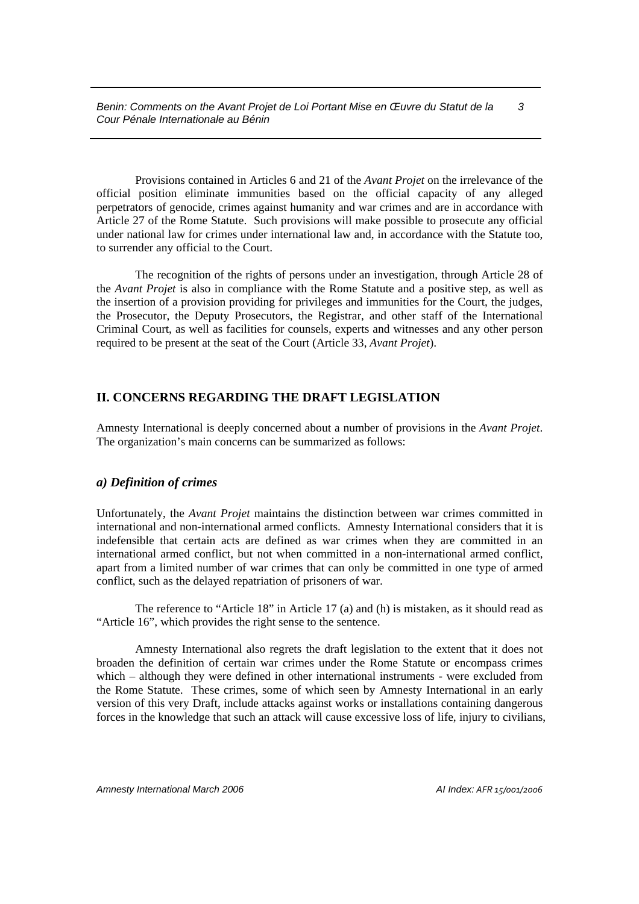Provisions contained in Articles 6 and 21 of the *Avant Projet* on the irrelevance of the official position eliminate immunities based on the official capacity of any alleged perpetrators of genocide, crimes against humanity and war crimes and are in accordance with Article 27 of the Rome Statute. Such provisions will make possible to prosecute any official under national law for crimes under international law and, in accordance with the Statute too, to surrender any official to the Court.

The recognition of the rights of persons under an investigation, through Article 28 of the *Avant Projet* is also in compliance with the Rome Statute and a positive step, as well as the insertion of a provision providing for privileges and immunities for the Court, the judges, the Prosecutor, the Deputy Prosecutors, the Registrar, and other staff of the International Criminal Court, as well as facilities for counsels, experts and witnesses and any other person required to be present at the seat of the Court (Article 33, *Avant Projet*).

## II. CONCERNS REGARDING THE DRAFT LEGISLATION

Amnesty International is deeply concerned about a number of provisions in the *Avant Projet*. The organization's main concerns can be summarized as follows:

### *a) Definition of crimes*

Unfortunately, the *Avant Projet* maintains the distinction between war crimes committed in international and non-international armed conflicts. Amnesty International considers that it is indefensible that certain acts are defined as war crimes when they are committed in an international armed conflict, but not when committed in a non-international armed conflict, apart from a limited number of war crimes that can only be committed in one type of armed conflict, such as the delayed repatriation of prisoners of war.

The reference to "Article 18" in Article 17 (a) and (h) is mistaken, as it should read as "Article 16", which provides the right sense to the sentence.

Amnesty International also regrets the draft legislation to the extent that it does not broaden the definition of certain war crimes under the Rome Statute or encompass crimes which – although they were defined in other international instruments - were excluded from the Rome Statute. These crimes, some of which seen by Amnesty International in an early version of this very Draft, include attacks against works or installations containing dangerous forces in the knowledge that such an attack will cause excessive loss of life, injury to civilians,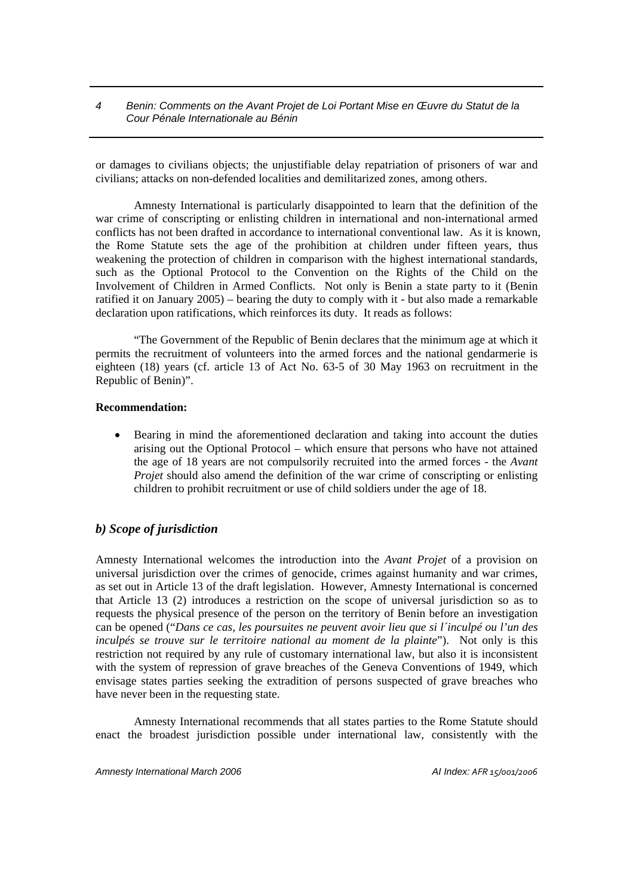or damages to civilians objects; the unjustifiable delay repatriation of prisoners of war and civilians; attacks on non-defended localities and demilitarized zones, among others.

Amnesty International is particularly disappointed to learn that the definition of the war crime of conscripting or enlisting children in international and non-international armed conflicts has not been drafted in accordance to international conventional law. As it is known, the Rome Statute sets the age of the prohibition at children under fifteen years, thus weakening the protection of children in comparison with the highest international standards, such as the Optional Protocol to the Convention on the Rights of the Child on the Involvement of Children in Armed Conflicts. Not only is Benin a state party to it (Benin ratified it on January 2005) – bearing the duty to comply with it - but also made a remarkable declaration upon ratifications, which reinforces its duty. It reads as follows:

"The Government of the Republic of Benin declares that the minimum age at which it permits the recruitment of volunteers into the armed forces and the national gendarmerie is eighteen (18) years (cf. article 13 of Act No. 63-5 of 30 May 1963 on recruitment in the Republic of Benin)".

**Recommendation:**

- Bearing in mind the aforementioned declaration and taking into account the duties arising out the Optional Protocol – which ensure that persons who have not attained the age of 18 years are not compulsorily recruited into the armed forces - the *Avant Projet* should also amend the definition of the war crime of conscripting or enlisting children to prohibit recruitment or use of child soldiers under the age of 18.

### *b) Scope of jurisdiction*

Amnesty International welcomes the introduction into the *Avant Projet* of a provision on universal jurisdiction over the crimes of genocide, crimes against humanity and war crimes, as set out in Article 13 of the draft legislation. However, Amnesty International is concerned that Article 13 (2) introduces a restriction on the scope of universal jurisdiction so as to requests the physical presence of the person on the territory of Benin before an investigation can be opened ("*Dans ce cas, les poursuites ne peuvent avoir lieu que si l´inculpé ou l'un des inculpés se trouve sur le territoire national au moment de la plainte*"). Not only is this restriction not required by any rule of customary international law, but also it is inconsistent with the system of repression of grave breaches of the Geneva Conventions of 1949, which envisage states parties seeking the extradition of persons suspected of grave breaches who have never been in the requesting state.

Amnesty International recommends that all states parties to the Rome Statute should enact the broadest jurisdiction possible under international law, consistently with the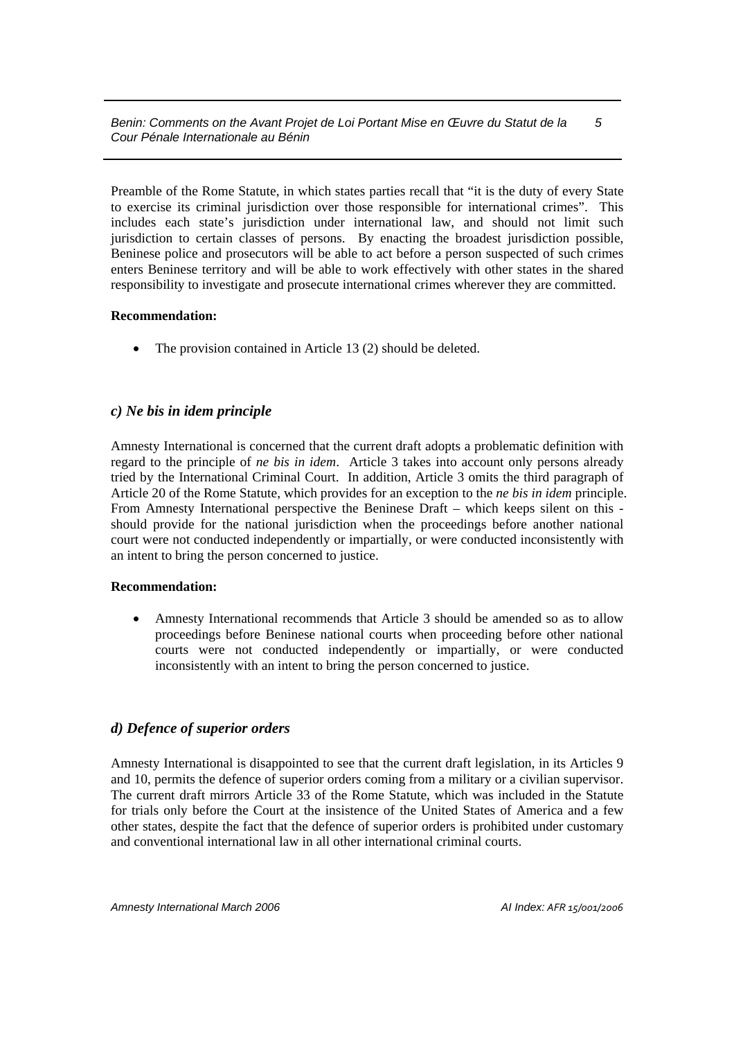Preamble of the Rome Statute, in which states parties recall that "it is the duty of every State to exercise its criminal jurisdiction over those responsible for international crimes". This includes each state's jurisdiction under international law, and should not limit such jurisdiction to certain classes of persons. By enacting the broadest jurisdiction possible, Beninese police and prosecutors will be able to act before a person suspected of such crimes enters Beninese territory and will be able to work effectively with other states in the shared responsibility to investigate and prosecute international crimes wherever they are committed.

**Recommendation:**

- The provision contained in Article 13 (2) should be deleted.

### *c) Ne bis in idem principle*

Amnesty International is concerned that the current draft adopts a problematic definition with regard to the principle of *ne bis in idem*. Article 3 takes into account only persons already tried by the International Criminal Court. In addition, Article 3 omits the third paragraph of Article 20 of the Rome Statute, which provides for an exception to the *ne bis in idem* principle. From Amnesty International perspective the Beninese Draft – which keeps silent on this - should provide for the national jurisdiction when the proceedings before another national court were not conducted independently or impartially, or were conducted inconsistently with an intent to bring the person concerned to justice.

**Recommendation:**

- Amnesty International recommends that Article 3 should be amended so as to allow proceedings before Beninese national courts when proceeding before other national courts were not conducted independently or impartially, or were conducted inconsistently with an intent to bring the person concerned to justice.

### *d) Defence of superior orders*

Amnesty International is disappointed to see that the current draft legislation, in its Articles 9 and 10, permits the defence of superior orders coming from a military or a civilian supervisor. The current draft mirrors Article 33 of the Rome Statute, which was included in the Statute for trials only before the Court at the insistence of the United States of America and a few other states, despite the fact that the defence of superior orders is prohibited under customary and conventional international law in all other international criminal courts.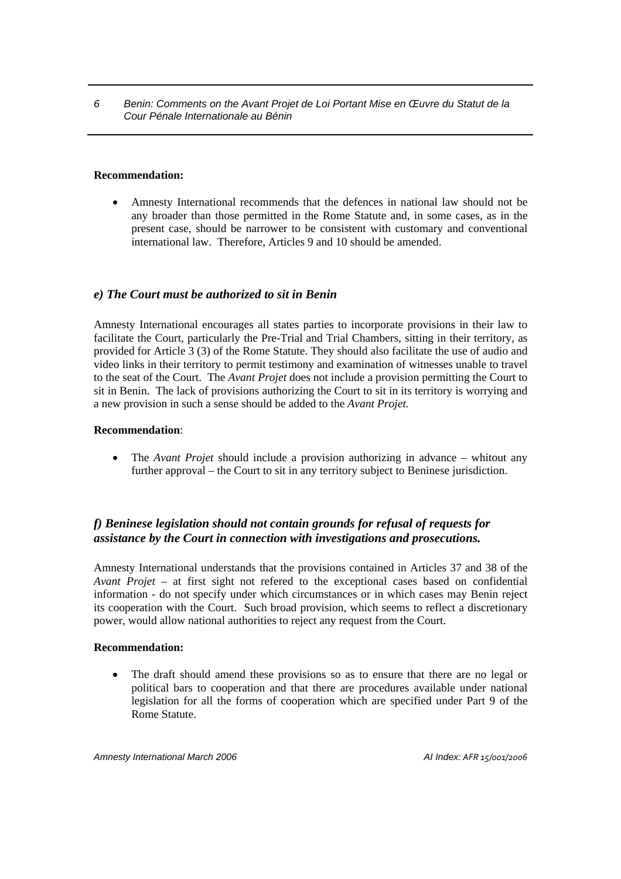**Recommendation:**

- Amnesty International recommends that the defences in national law should not be any broader than those permitted in the Rome Statute and, in some cases, as in the present case, should be narrower to be consistent with customary and conventional international law. Therefore, Articles 9 and 10 should be amended.

### *e) The Court must be authorized to sit in Benin*

Amnesty International encourages all states parties to incorporate provisions in their law to facilitate the Court, particularly the Pre-Trial and Trial Chambers, sitting in their territory, as provided for Article 3 (3) of the Rome Statute. They should also facilitate the use of audio and video links in their territory to permit testimony and examination of witnesses unable to travel to the seat of the Court. The *Avant Projet* does not include a provision permitting the Court to sit in Benin. The lack of provisions authorizing the Court to sit in its territory is worrying and a new provision in such a sense should be added to the *Avant Projet.*

**Recommendation**:

- The *Avant Projet* should include a provision authorizing in advance – whitout any further approval – the Court to sit in any territory subject to Beninese jurisdiction.

### *f) Beninese legislation should not contain grounds for refusal of requests for assistance by the Court in connection with investigations and prosecutions.*

Amnesty International understands that the provisions contained in Articles 37 and 38 of the *Avant Projet* – at first sight not refered to the exceptional cases based on confidential information - do not specify under which circumstances or in which cases may Benin reject its cooperation with the Court. Such broad provision, which seems to reflect a discretionary power, would allow national authorities to reject any request from the Court.

**Recommendation:**

- The draft should amend these provisions so as to ensure that there are no legal or political bars to cooperation and that there are procedures available under national legislation for all the forms of cooperation which are specified under Part 9 of the Rome Statute.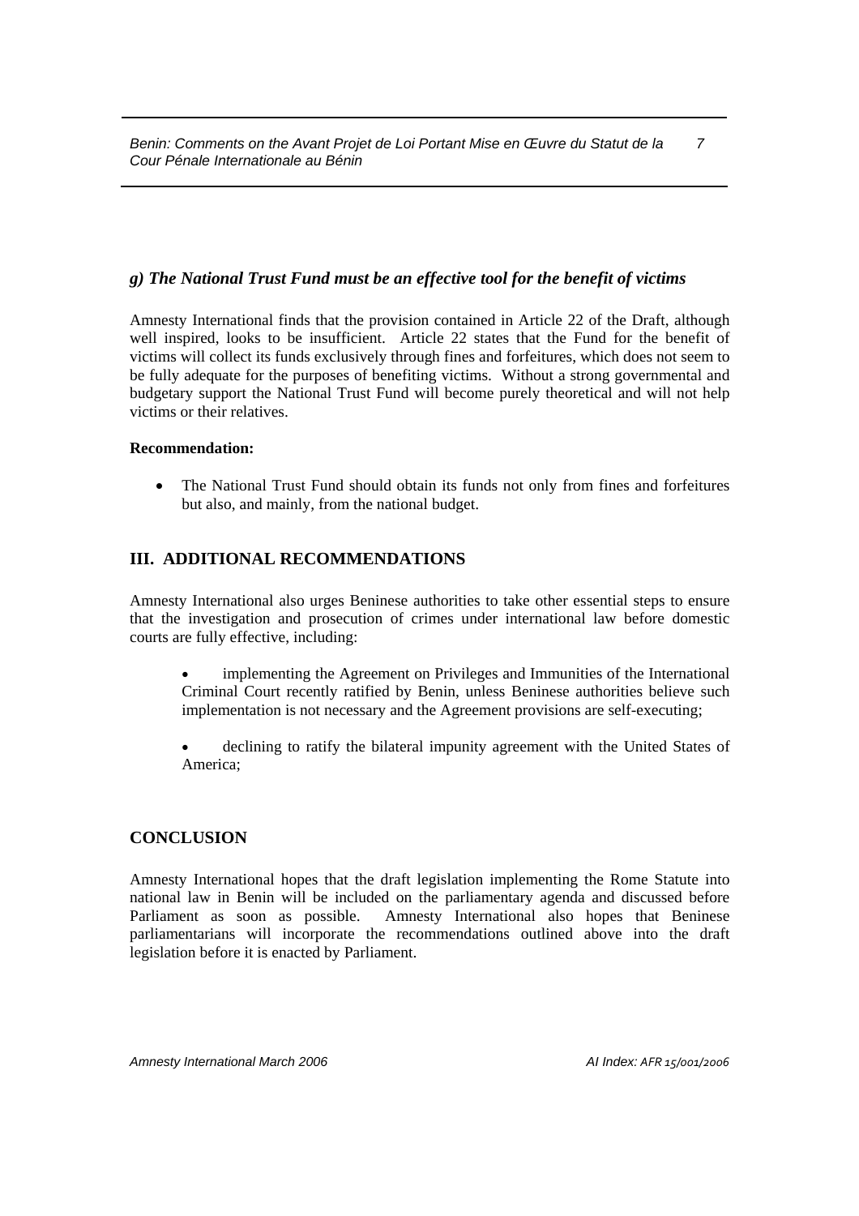### *g) The National Trust Fund must be an effective tool for the benefit of victims*

Amnesty International finds that the provision contained in Article 22 of the Draft, although well inspired, looks to be insufficient. Article 22 states that the Fund for the benefit of victims will collect its funds exclusively through fines and forfeitures, which does not seem to be fully adequate for the purposes of benefiting victims. Without a strong governmental and budgetary support the National Trust Fund will become purely theoretical and will not help victims or their relatives.

**Recommendation:**

- The National Trust Fund should obtain its funds not only from fines and forfeitures but also, and mainly, from the national budget.

## III. ADDITIONAL RECOMMENDATIONS

Amnesty International also urges Beninese authorities to take other essential steps to ensure that the investigation and prosecution of crimes under international law before domestic courts are fully effective, including:

- implementing the Agreement on Privileges and Immunities of the International Criminal Court recently ratified by Benin, unless Beninese authorities believe such implementation is not necessary and the Agreement provisions are self-executing;
- declining to ratify the bilateral impunity agreement with the United States of America;

## CONCLUSION

Amnesty International hopes that the draft legislation implementing the Rome Statute into national law in Benin will be included on the parliamentary agenda and discussed before Parliament as soon as possible. Amnesty International also hopes that Beninese parliamentarians will incorporate the recommendations outlined above into the draft legislation before it is enacted by Parliament.